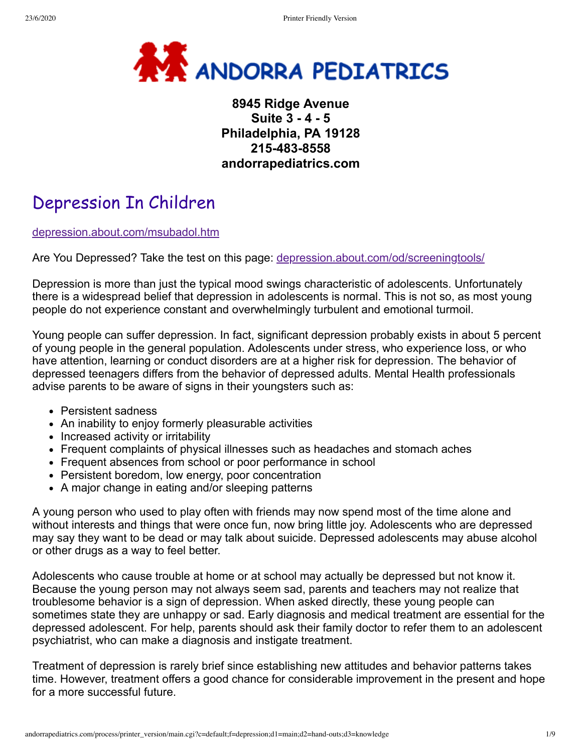# ANDORRA PEDIATRICS

**8945 Ridge Avenue**
**Suite 3 - 4 - 5**
**Philadelphia, PA 19128**
**215-483-8558**
**andorrapediatrics.com**

## Depression In Children

[depression.about.com/msubadol.htm](depression.about.com/msubadol.htm)

Are You Depressed? Take the test on this page: [depression.about.com/od/screeningtools/](depression.about.com/od/screeningtools/)

Depression is more than just the typical mood swings characteristic of adolescents. Unfortunately there is a widespread belief that depression in adolescents is normal. This is not so, as most young people do not experience constant and overwhelmingly turbulent and emotional turmoil.

Young people can suffer depression. In fact, significant depression probably exists in about 5 percent of young people in the general population. Adolescents under stress, who experience loss, or who have attention, learning or conduct disorders are at a higher risk for depression. The behavior of depressed teenagers differs from the behavior of depressed adults. Mental Health professionals advise parents to be aware of signs in their youngsters such as:

- Persistent sadness
- An inability to enjoy formerly pleasurable activities
- Increased activity or irritability
- Frequent complaints of physical illnesses such as headaches and stomach aches
- Frequent absences from school or poor performance in school
- Persistent boredom, low energy, poor concentration
- A major change in eating and/or sleeping patterns

A young person who used to play often with friends may now spend most of the time alone and without interests and things that were once fun, now bring little joy. Adolescents who are depressed may say they want to be dead or may talk about suicide. Depressed adolescents may abuse alcohol or other drugs as a way to feel better.

Adolescents who cause trouble at home or at school may actually be depressed but not know it. Because the young person may not always seem sad, parents and teachers may not realize that troublesome behavior is a sign of depression. When asked directly, these young people can sometimes state they are unhappy or sad. Early diagnosis and medical treatment are essential for the depressed adolescent. For help, parents should ask their family doctor to refer them to an adolescent psychiatrist, who can make a diagnosis and instigate treatment.

Treatment of depression is rarely brief since establishing new attitudes and behavior patterns takes time. However, treatment offers a good chance for considerable improvement in the present and hope for a more successful future.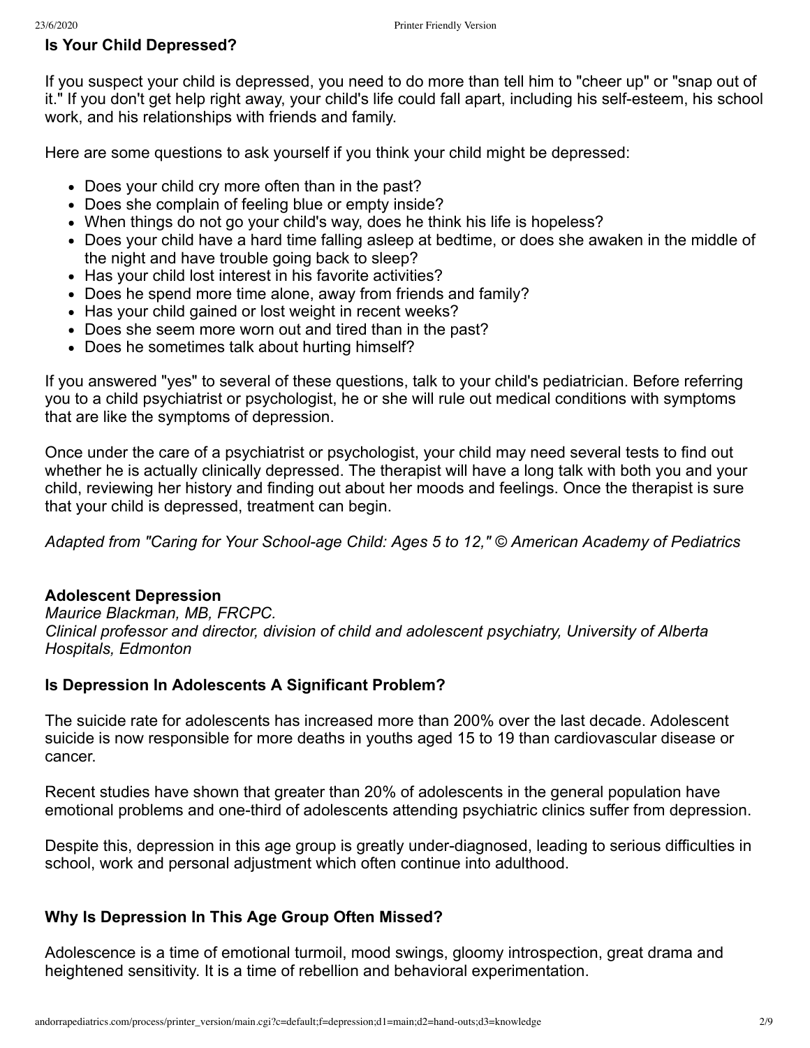## Is Your Child Depressed?

If you suspect your child is depressed, you need to do more than tell him to "cheer up" or "snap out of it." If you don't get help right away, your child's life could fall apart, including his self-esteem, his school work, and his relationships with friends and family.

Here are some questions to ask yourself if you think your child might be depressed:

- Does your child cry more often than in the past?
- Does she complain of feeling blue or empty inside?
- When things do not go your child's way, does he think his life is hopeless?
- Does your child have a hard time falling asleep at bedtime, or does she awaken in the middle of the night and have trouble going back to sleep?
- Has your child lost interest in his favorite activities?
- Does he spend more time alone, away from friends and family?
- Has your child gained or lost weight in recent weeks?
- Does she seem more worn out and tired than in the past?
- Does he sometimes talk about hurting himself?

If you answered "yes" to several of these questions, talk to your child's pediatrician. Before referring you to a child psychiatrist or psychologist, he or she will rule out medical conditions with symptoms that are like the symptoms of depression.

Once under the care of a psychiatrist or psychologist, your child may need several tests to find out whether he is actually clinically depressed. The therapist will have a long talk with both you and your child, reviewing her history and finding out about her moods and feelings. Once the therapist is sure that your child is depressed, treatment can begin.

*Adapted from "Caring for Your School-age Child: Ages 5 to 12," © American Academy of Pediatrics*

## Adolescent Depression

*Maurice Blackman, MB, FRCPC.*
*Clinical professor and director, division of child and adolescent psychiatry, University of Alberta Hospitals, Edmonton*

### Is Depression In Adolescents A Significant Problem?

The suicide rate for adolescents has increased more than 200% over the last decade. Adolescent suicide is now responsible for more deaths in youths aged 15 to 19 than cardiovascular disease or cancer.

Recent studies have shown that greater than 20% of adolescents in the general population have emotional problems and one-third of adolescents attending psychiatric clinics suffer from depression.

Despite this, depression in this age group is greatly under-diagnosed, leading to serious difficulties in school, work and personal adjustment which often continue into adulthood.

### Why Is Depression In This Age Group Often Missed?

Adolescence is a time of emotional turmoil, mood swings, gloomy introspection, great drama and heightened sensitivity. It is a time of rebellion and behavioral experimentation.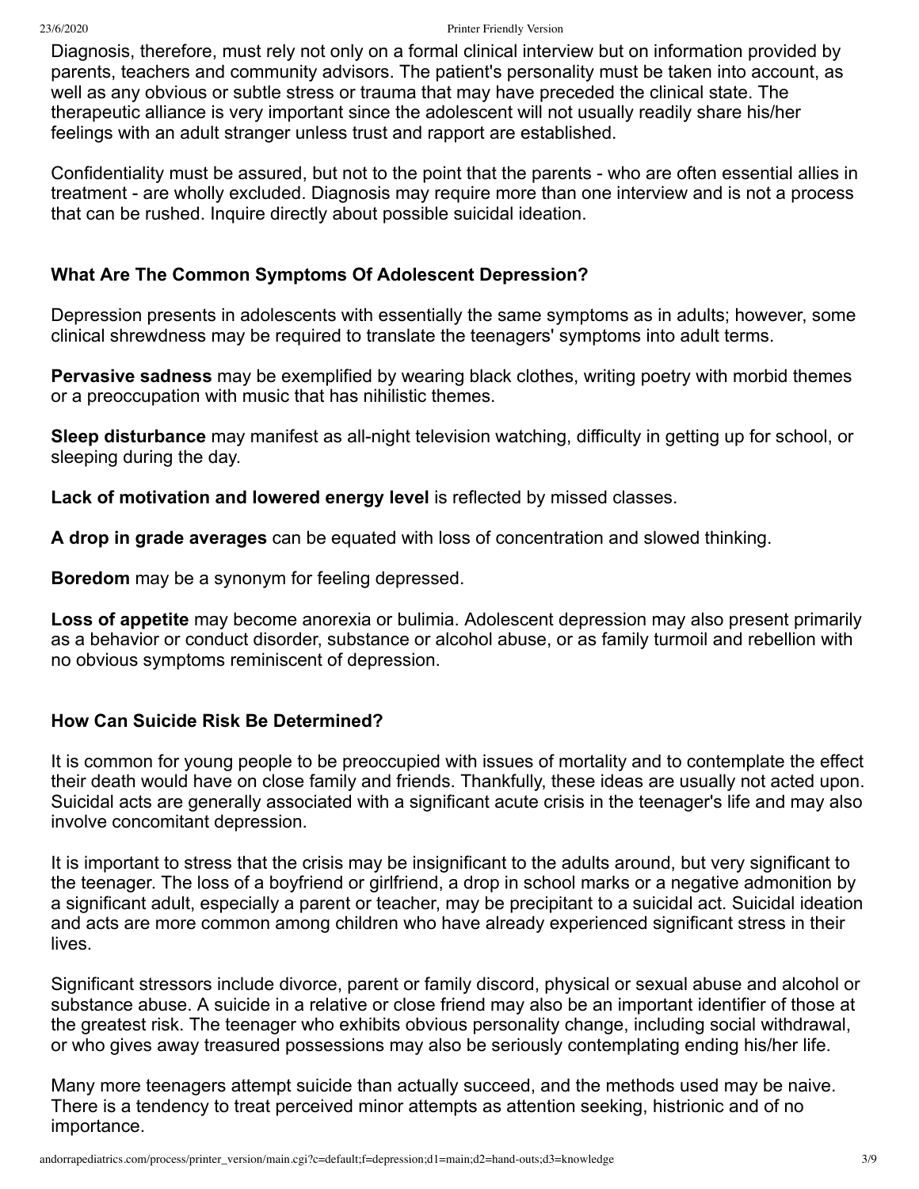Diagnosis, therefore, must rely not only on a formal clinical interview but on information provided by parents, teachers and community advisors. The patient's personality must be taken into account, as well as any obvious or subtle stress or trauma that may have preceded the clinical state. The therapeutic alliance is very important since the adolescent will not usually readily share his/her feelings with an adult stranger unless trust and rapport are established.

Confidentiality must be assured, but not to the point that the parents - who are often essential allies in treatment - are wholly excluded. Diagnosis may require more than one interview and is not a process that can be rushed. Inquire directly about possible suicidal ideation.

### What Are The Common Symptoms Of Adolescent Depression?

Depression presents in adolescents with essentially the same symptoms as in adults; however, some clinical shrewdness may be required to translate the teenagers' symptoms into adult terms.

**Pervasive sadness** may be exemplified by wearing black clothes, writing poetry with morbid themes or a preoccupation with music that has nihilistic themes.

**Sleep disturbance** may manifest as all-night television watching, difficulty in getting up for school, or sleeping during the day.

**Lack of motivation and lowered energy level** is reflected by missed classes.

**A drop in grade averages** can be equated with loss of concentration and slowed thinking.

**Boredom** may be a synonym for feeling depressed.

**Loss of appetite** may become anorexia or bulimia. Adolescent depression may also present primarily as a behavior or conduct disorder, substance or alcohol abuse, or as family turmoil and rebellion with no obvious symptoms reminiscent of depression.

### How Can Suicide Risk Be Determined?

It is common for young people to be preoccupied with issues of mortality and to contemplate the effect their death would have on close family and friends. Thankfully, these ideas are usually not acted upon. Suicidal acts are generally associated with a significant acute crisis in the teenager's life and may also involve concomitant depression.

It is important to stress that the crisis may be insignificant to the adults around, but very significant to the teenager. The loss of a boyfriend or girlfriend, a drop in school marks or a negative admonition by a significant adult, especially a parent or teacher, may be precipitant to a suicidal act. Suicidal ideation and acts are more common among children who have already experienced significant stress in their lives.

Significant stressors include divorce, parent or family discord, physical or sexual abuse and alcohol or substance abuse. A suicide in a relative or close friend may also be an important identifier of those at the greatest risk. The teenager who exhibits obvious personality change, including social withdrawal, or who gives away treasured possessions may also be seriously contemplating ending his/her life.

Many more teenagers attempt suicide than actually succeed, and the methods used may be naive. There is a tendency to treat perceived minor attempts as attention seeking, histrionic and of no importance.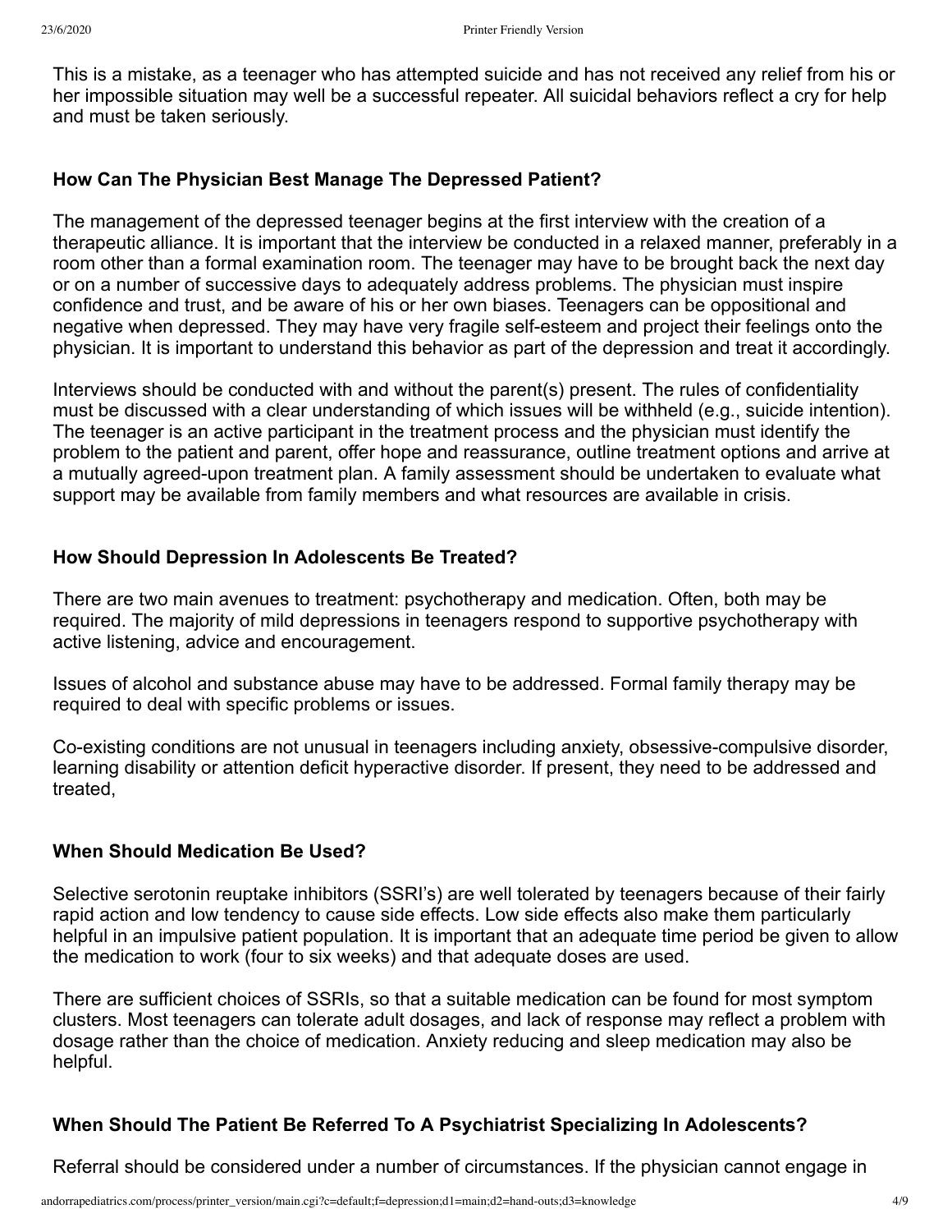This is a mistake, as a teenager who has attempted suicide and has not received any relief from his or her impossible situation may well be a successful repeater. All suicidal behaviors reflect a cry for help and must be taken seriously.

### How Can The Physician Best Manage The Depressed Patient?

The management of the depressed teenager begins at the first interview with the creation of a therapeutic alliance. It is important that the interview be conducted in a relaxed manner, preferably in a room other than a formal examination room. The teenager may have to be brought back the next day or on a number of successive days to adequately address problems. The physician must inspire confidence and trust, and be aware of his or her own biases. Teenagers can be oppositional and negative when depressed. They may have very fragile self-esteem and project their feelings onto the physician. It is important to understand this behavior as part of the depression and treat it accordingly.

Interviews should be conducted with and without the parent(s) present. The rules of confidentiality must be discussed with a clear understanding of which issues will be withheld (e.g., suicide intention). The teenager is an active participant in the treatment process and the physician must identify the problem to the patient and parent, offer hope and reassurance, outline treatment options and arrive at a mutually agreed-upon treatment plan. A family assessment should be undertaken to evaluate what support may be available from family members and what resources are available in crisis.

### How Should Depression In Adolescents Be Treated?

There are two main avenues to treatment: psychotherapy and medication. Often, both may be required. The majority of mild depressions in teenagers respond to supportive psychotherapy with active listening, advice and encouragement.

Issues of alcohol and substance abuse may have to be addressed. Formal family therapy may be required to deal with specific problems or issues.

Co-existing conditions are not unusual in teenagers including anxiety, obsessive-compulsive disorder, learning disability or attention deficit hyperactive disorder. If present, they need to be addressed and treated,

### When Should Medication Be Used?

Selective serotonin reuptake inhibitors (SSRI's) are well tolerated by teenagers because of their fairly rapid action and low tendency to cause side effects. Low side effects also make them particularly helpful in an impulsive patient population. It is important that an adequate time period be given to allow the medication to work (four to six weeks) and that adequate doses are used.

There are sufficient choices of SSRIs, so that a suitable medication can be found for most symptom clusters. Most teenagers can tolerate adult dosages, and lack of response may reflect a problem with dosage rather than the choice of medication. Anxiety reducing and sleep medication may also be helpful.

### When Should The Patient Be Referred To A Psychiatrist Specializing In Adolescents?

Referral should be considered under a number of circumstances. If the physician cannot engage in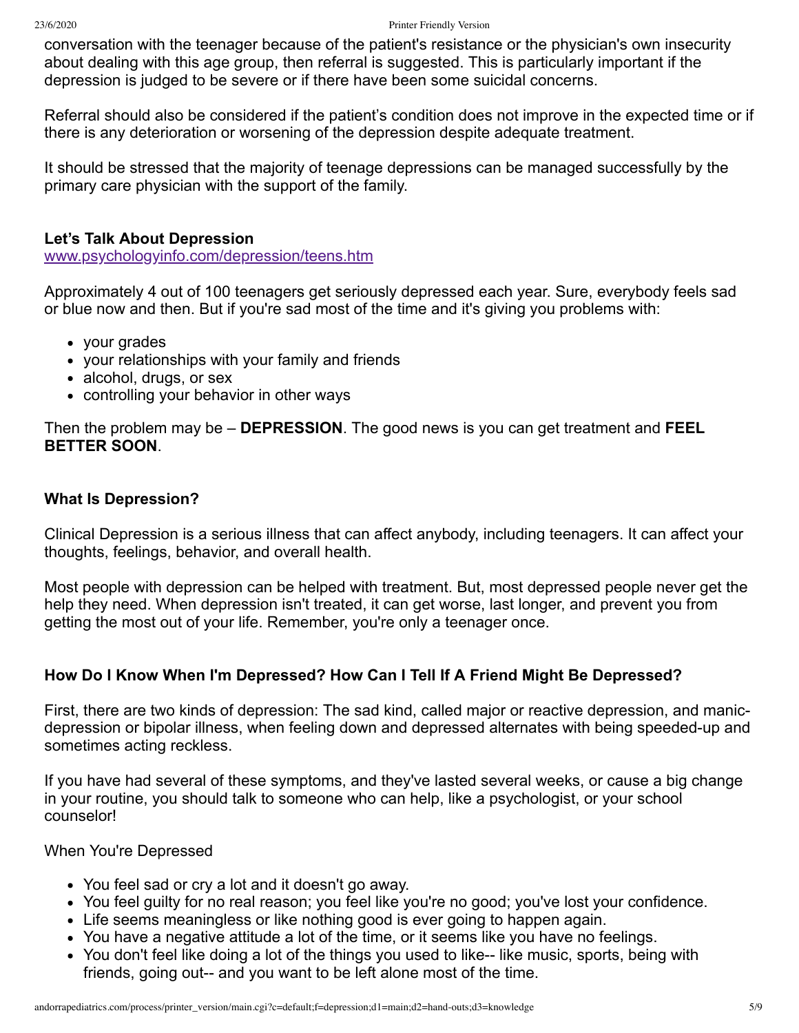conversation with the teenager because of the patient's resistance or the physician's own insecurity about dealing with this age group, then referral is suggested. This is particularly important if the depression is judged to be severe or if there have been some suicidal concerns.

Referral should also be considered if the patient's condition does not improve in the expected time or if there is any deterioration or worsening of the depression despite adequate treatment.

It should be stressed that the majority of teenage depressions can be managed successfully by the primary care physician with the support of the family.

### Let's Talk About Depression

www.psychologyinfo.com/depression/teens.htm

Approximately 4 out of 100 teenagers get seriously depressed each year. Sure, everybody feels sad or blue now and then. But if you're sad most of the time and it's giving you problems with:

- your grades
- your relationships with your family and friends
- alcohol, drugs, or sex
- controlling your behavior in other ways

Then the problem may be – **DEPRESSION**. The good news is you can get treatment and **FEEL BETTER SOON**.

### What Is Depression?

Clinical Depression is a serious illness that can affect anybody, including teenagers. It can affect your thoughts, feelings, behavior, and overall health.

Most people with depression can be helped with treatment. But, most depressed people never get the help they need. When depression isn't treated, it can get worse, last longer, and prevent you from getting the most out of your life. Remember, you're only a teenager once.

### How Do I Know When I'm Depressed? How Can I Tell If A Friend Might Be Depressed?

First, there are two kinds of depression: The sad kind, called major or reactive depression, and manic-depression or bipolar illness, when feeling down and depressed alternates with being speeded-up and sometimes acting reckless.

If you have had several of these symptoms, and they've lasted several weeks, or cause a big change in your routine, you should talk to someone who can help, like a psychologist, or your school counselor!

When You're Depressed

- You feel sad or cry a lot and it doesn't go away.
- You feel guilty for no real reason; you feel like you're no good; you've lost your confidence.
- Life seems meaningless or like nothing good is ever going to happen again.
- You have a negative attitude a lot of the time, or it seems like you have no feelings.
- You don't feel like doing a lot of the things you used to like-- like music, sports, being with friends, going out-- and you want to be left alone most of the time.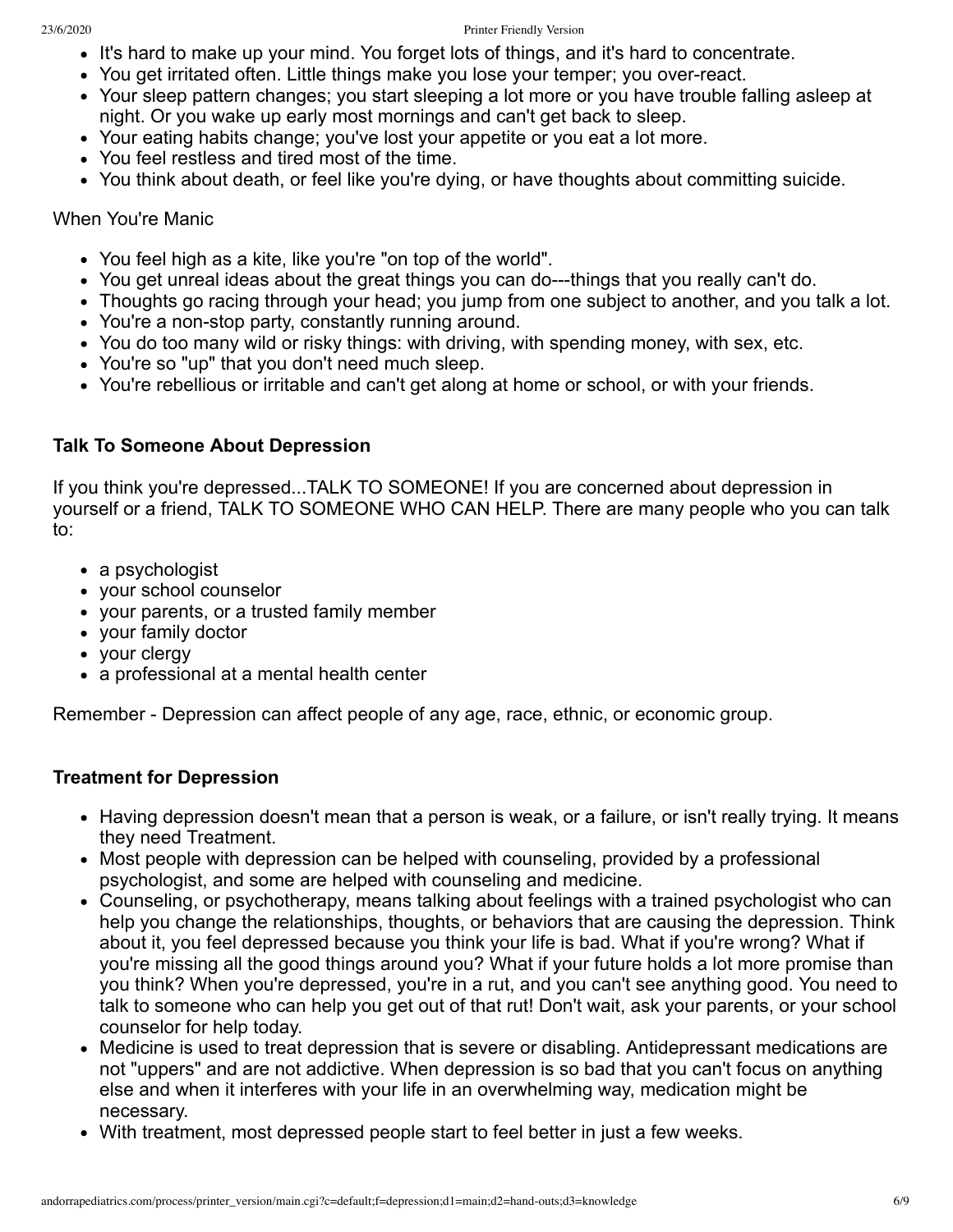- It's hard to make up your mind. You forget lots of things, and it's hard to concentrate.
- You get irritated often. Little things make you lose your temper; you over-react.
- Your sleep pattern changes; you start sleeping a lot more or you have trouble falling asleep at night. Or you wake up early most mornings and can't get back to sleep.
- Your eating habits change; you've lost your appetite or you eat a lot more.
- You feel restless and tired most of the time.
- You think about death, or feel like you're dying, or have thoughts about committing suicide.

When You're Manic

- You feel high as a kite, like you're "on top of the world".
- You get unreal ideas about the great things you can do---things that you really can't do.
- Thoughts go racing through your head; you jump from one subject to another, and you talk a lot.
- You're a non-stop party, constantly running around.
- You do too many wild or risky things: with driving, with spending money, with sex, etc.
- You're so "up" that you don't need much sleep.
- You're rebellious or irritable and can't get along at home or school, or with your friends.

**Talk To Someone About Depression**

If you think you're depressed...TALK TO SOMEONE! If you are concerned about depression in yourself or a friend, TALK TO SOMEONE WHO CAN HELP. There are many people who you can talk to:

- a psychologist
- your school counselor
- your parents, or a trusted family member
- your family doctor
- your clergy
- a professional at a mental health center

Remember - Depression can affect people of any age, race, ethnic, or economic group.

**Treatment for Depression**

- Having depression doesn't mean that a person is weak, or a failure, or isn't really trying. It means they need Treatment.
- Most people with depression can be helped with counseling, provided by a professional psychologist, and some are helped with counseling and medicine.
- Counseling, or psychotherapy, means talking about feelings with a trained psychologist who can help you change the relationships, thoughts, or behaviors that are causing the depression. Think about it, you feel depressed because you think your life is bad. What if you're wrong? What if you're missing all the good things around you? What if your future holds a lot more promise than you think? When you're depressed, you're in a rut, and you can't see anything good. You need to talk to someone who can help you get out of that rut! Don't wait, ask your parents, or your school counselor for help today.
- Medicine is used to treat depression that is severe or disabling. Antidepressant medications are not "uppers" and are not addictive. When depression is so bad that you can't focus on anything else and when it interferes with your life in an overwhelming way, medication might be necessary.
- With treatment, most depressed people start to feel better in just a few weeks.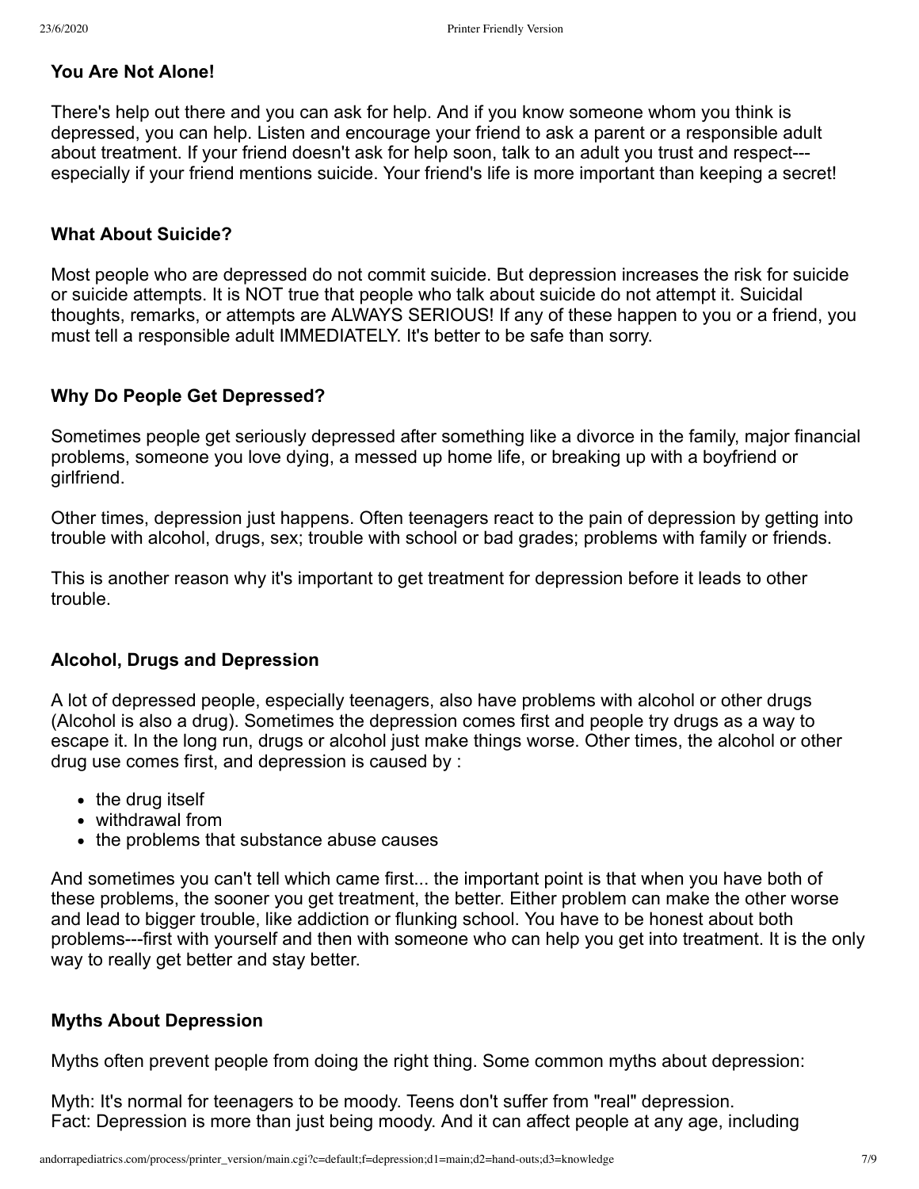### You Are Not Alone!

There's help out there and you can ask for help. And if you know someone whom you think is depressed, you can help. Listen and encourage your friend to ask a parent or a responsible adult about treatment. If your friend doesn't ask for help soon, talk to an adult you trust and respect---especially if your friend mentions suicide. Your friend's life is more important than keeping a secret!

### What About Suicide?

Most people who are depressed do not commit suicide. But depression increases the risk for suicide or suicide attempts. It is NOT true that people who talk about suicide do not attempt it. Suicidal thoughts, remarks, or attempts are ALWAYS SERIOUS! If any of these happen to you or a friend, you must tell a responsible adult IMMEDIATELY. It's better to be safe than sorry.

### Why Do People Get Depressed?

Sometimes people get seriously depressed after something like a divorce in the family, major financial problems, someone you love dying, a messed up home life, or breaking up with a boyfriend or girlfriend.

Other times, depression just happens. Often teenagers react to the pain of depression by getting into trouble with alcohol, drugs, sex; trouble with school or bad grades; problems with family or friends.

This is another reason why it's important to get treatment for depression before it leads to other trouble.

### Alcohol, Drugs and Depression

A lot of depressed people, especially teenagers, also have problems with alcohol or other drugs (Alcohol is also a drug). Sometimes the depression comes first and people try drugs as a way to escape it. In the long run, drugs or alcohol just make things worse. Other times, the alcohol or other drug use comes first, and depression is caused by :

- the drug itself
- withdrawal from
- the problems that substance abuse causes

And sometimes you can't tell which came first... the important point is that when you have both of these problems, the sooner you get treatment, the better. Either problem can make the other worse and lead to bigger trouble, like addiction or flunking school. You have to be honest about both problems---first with yourself and then with someone who can help you get into treatment. It is the only way to really get better and stay better.

### Myths About Depression

Myths often prevent people from doing the right thing. Some common myths about depression:

Myth: It's normal for teenagers to be moody. Teens don't suffer from "real" depression.
Fact: Depression is more than just being moody. And it can affect people at any age, including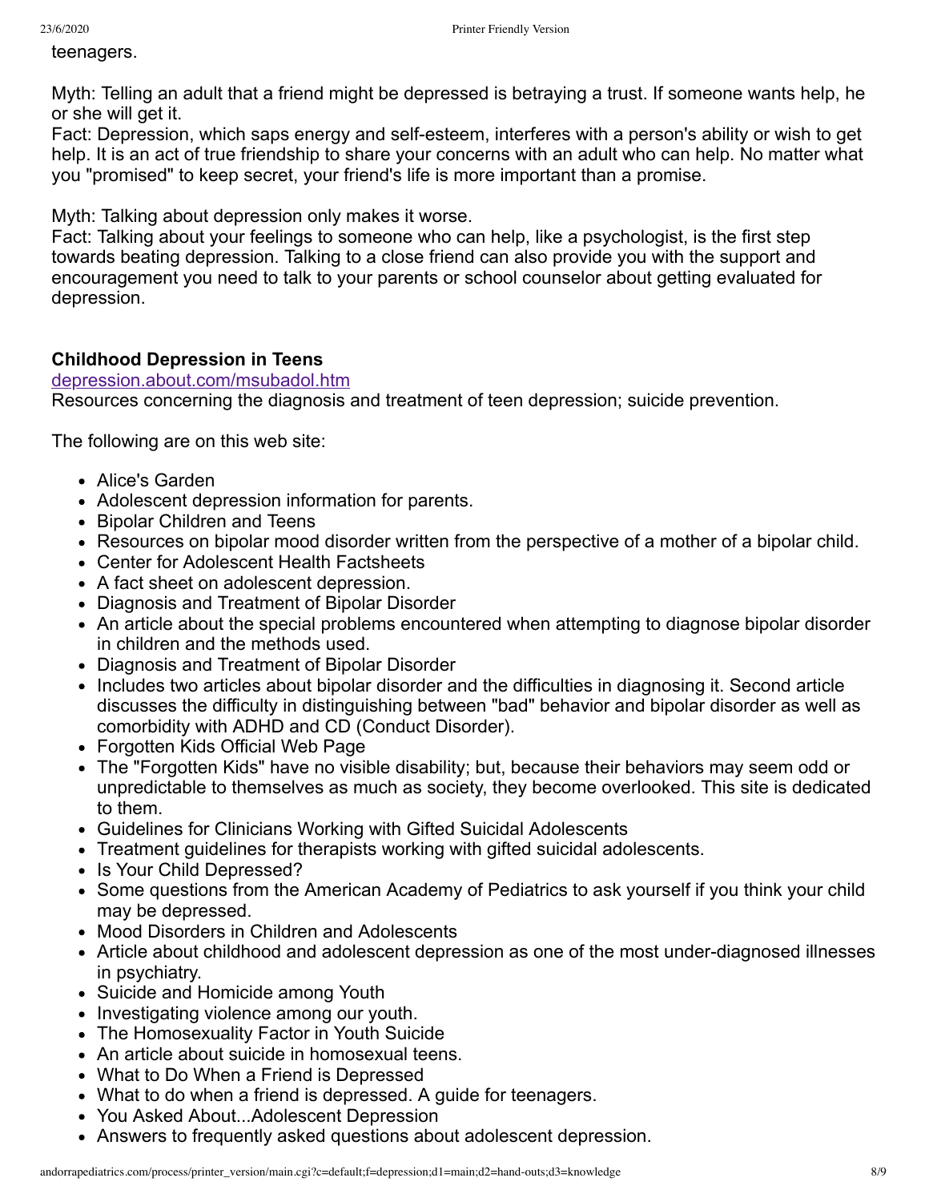teenagers.

Myth: Telling an adult that a friend might be depressed is betraying a trust. If someone wants help, he or she will get it.
Fact: Depression, which saps energy and self-esteem, interferes with a person's ability or wish to get help. It is an act of true friendship to share your concerns with an adult who can help. No matter what you "promised" to keep secret, your friend's life is more important than a promise.

Myth: Talking about depression only makes it worse.
Fact: Talking about your feelings to someone who can help, like a psychologist, is the first step towards beating depression. Talking to a close friend can also provide you with the support and encouragement you need to talk to your parents or school counselor about getting evaluated for depression.

**Childhood Depression in Teens**
depression.about.com/msubadol.htm
Resources concerning the diagnosis and treatment of teen depression; suicide prevention.

The following are on this web site:

- Alice's Garden
- Adolescent depression information for parents.
- Bipolar Children and Teens
- Resources on bipolar mood disorder written from the perspective of a mother of a bipolar child.
- Center for Adolescent Health Factsheets
- A fact sheet on adolescent depression.
- Diagnosis and Treatment of Bipolar Disorder
- An article about the special problems encountered when attempting to diagnose bipolar disorder in children and the methods used.
- Diagnosis and Treatment of Bipolar Disorder
- Includes two articles about bipolar disorder and the difficulties in diagnosing it. Second article discusses the difficulty in distinguishing between "bad" behavior and bipolar disorder as well as comorbidity with ADHD and CD (Conduct Disorder).
- Forgotten Kids Official Web Page
- The "Forgotten Kids" have no visible disability; but, because their behaviors may seem odd or unpredictable to themselves as much as society, they become overlooked. This site is dedicated to them.
- Guidelines for Clinicians Working with Gifted Suicidal Adolescents
- Treatment guidelines for therapists working with gifted suicidal adolescents.
- Is Your Child Depressed?
- Some questions from the American Academy of Pediatrics to ask yourself if you think your child may be depressed.
- Mood Disorders in Children and Adolescents
- Article about childhood and adolescent depression as one of the most under-diagnosed illnesses in psychiatry.
- Suicide and Homicide among Youth
- Investigating violence among our youth.
- The Homosexuality Factor in Youth Suicide
- An article about suicide in homosexual teens.
- What to Do When a Friend is Depressed
- What to do when a friend is depressed. A guide for teenagers.
- You Asked About...Adolescent Depression
- Answers to frequently asked questions about adolescent depression.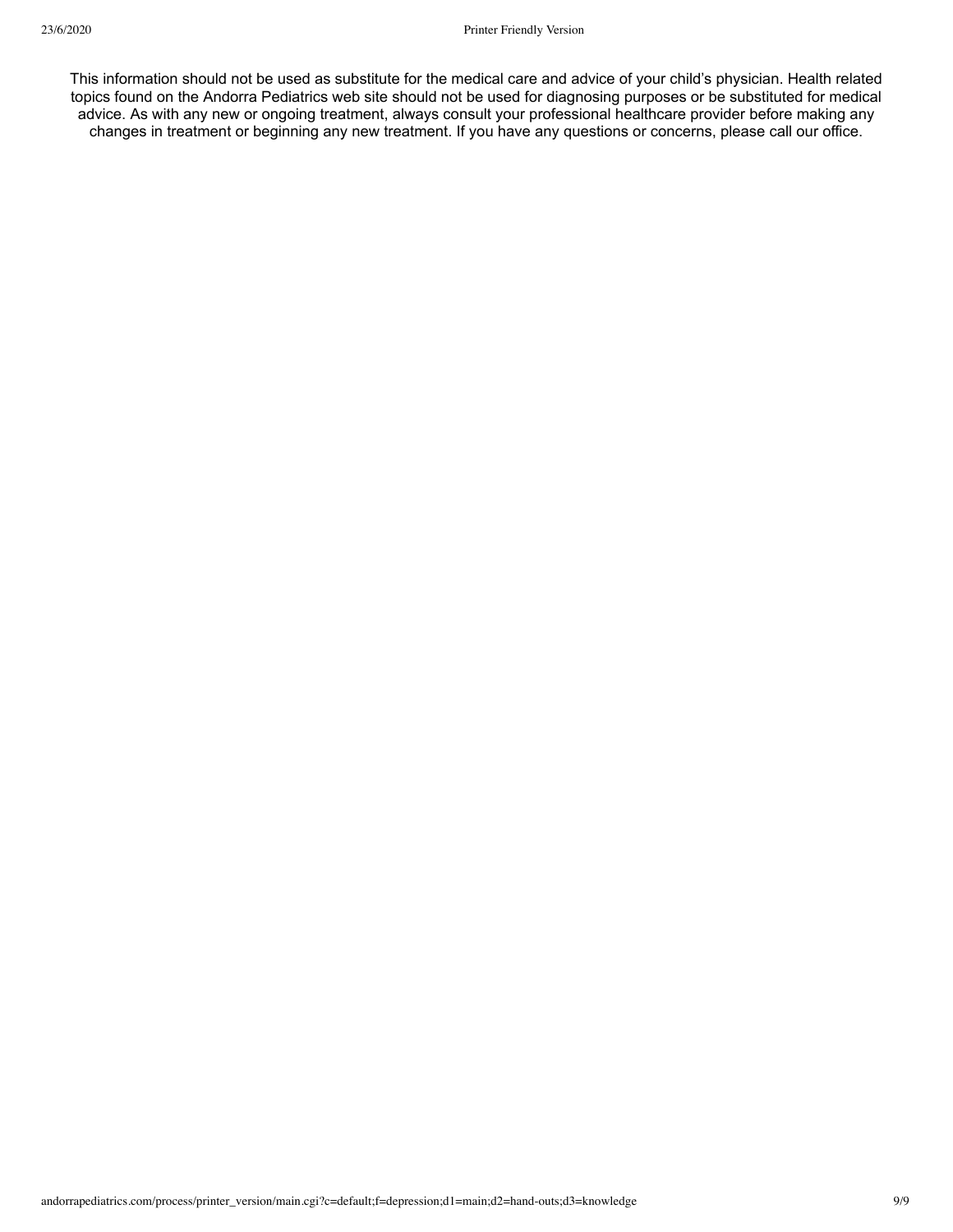This information should not be used as substitute for the medical care and advice of your child's physician. Health related topics found on the Andorra Pediatrics web site should not be used for diagnosing purposes or be substituted for medical advice. As with any new or ongoing treatment, always consult your professional healthcare provider before making any changes in treatment or beginning any new treatment. If you have any questions or concerns, please call our office.